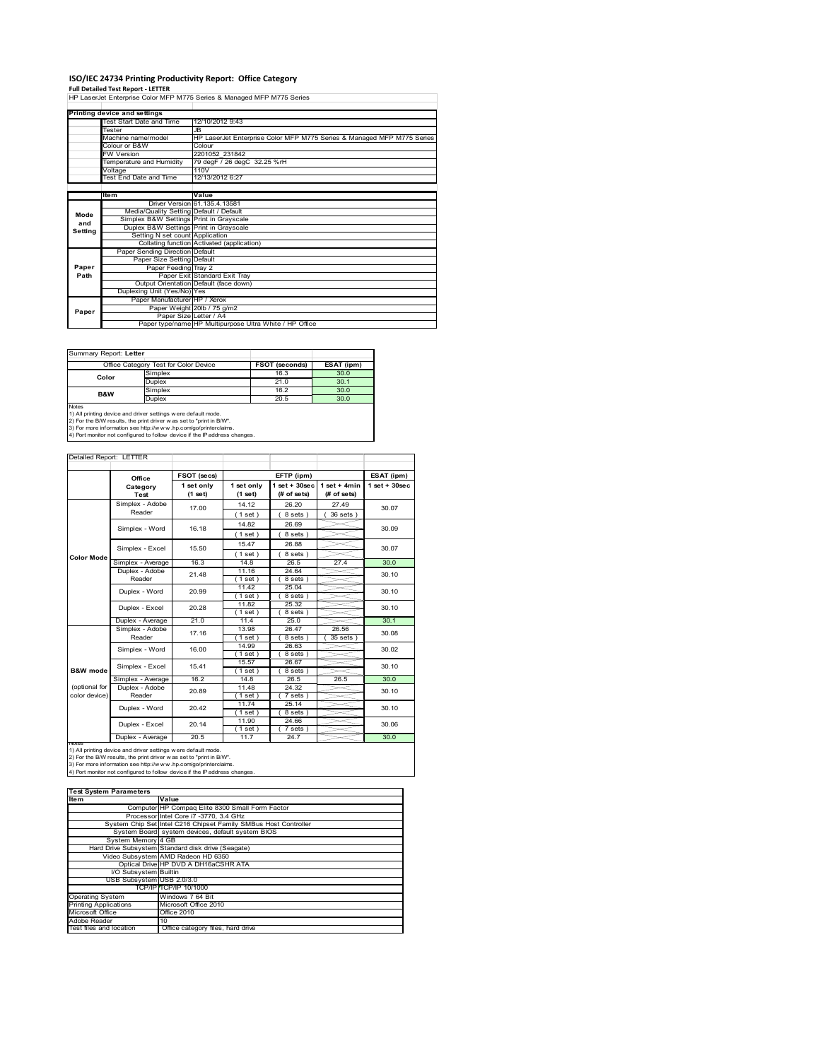# ISO/IEC 24734 Printing Productivity Report: Office Category

**Full Detailed Test Report - LETTER**

HP LaserJet Enterprise Color MFP M775 Series & Managed MFP M775 Series

| Printing device and settings | |
|---|---|
| Test Start Date and Time | 12/10/2012 9:43 |
| Tester | JB |
| Machine name/model | HP LaserJet Enterprise Color MFP M775 Series & Managed MFP M775 Series |
| Colour or B&W | Colour |
| FW Version | 2201052_231842 |
| Temperature and Humidity | 79 degF / 26 degC 32.25 %rH |
| Voltage | 110V |
| Test End Date and Time | 12/13/2012 6:27 |

| | Item | Value |
|---|---|---|
| Mode and Setting | Driver Version | 61.135.4.13581 |
| | Media/Quality Setting | Default / Default |
| | Simplex B&W Settings | Print in Grayscale |
| | Duplex B&W Settings | Print in Grayscale |
| | Setting N set count | Application |
| | Collating function | Activated (application) |
| Paper Path | Paper Sending Direction | Default |
| | Paper Size Setting | Default |
| | Paper Feeding | Tray 2 |
| | Paper Exit | Standard Exit Tray |
| | Output Orientation | Default (face down) |
| | Duplexing Unit (Yes/No) | Yes |
| Paper | Paper Manufacturer | HP / Xerox |
| | Paper Weight | 20lb / 75 g/m2 |
| | Paper Size | Letter / A4 |
| | Paper type/name | HP Multipurpose Ultra White / HP Office |

Summary Report: **Letter**

| Office Category Test for Color Device | | FSOT (seconds) | ESAT (ipm) |
|---|---|---|---|
| Color | Simplex | 16.3 | 30.0 |
| | Duplex | 21.0 | 30.1 |
| B&W | Simplex | 16.2 | 30.0 |
| | Duplex | 20.5 | 30.0 |

Notes
1) All printing device and driver settings were default mode.
2) For the B/W results, the print driver was set to "print in B/W".
3) For more information see http://www.hp.com/go/printerclaims.
4) Port monitor not configured to follow device if the IP address changes.

Detailed Report: LETTER

| | Office Category Test | FSOT (secs) 1 set only (1 set) | EFTP (ipm) 1 set only (1 set) | EFTP (ipm) 1 set + 30sec (# of sets) | EFTP (ipm) 1 set + 4min (# of sets) | ESAT (ipm) 1 set + 30sec |
|---|---|---|---|---|---|---|
| Color Mode | Simplex - Adobe Reader | 17.00 | 14.12 (1 set) | 26.20 (8 sets) | 27.49 (36 sets) | 30.07 |
| | Simplex - Word | 16.18 | 14.82 (1 set) | 26.69 (8 sets) | | 30.09 |
| | Simplex - Excel | 15.50 | 15.47 (1 set) | 26.88 (8 sets) | | 30.07 |
| | Simplex - Average | 16.3 | 14.8 | 26.5 | 27.4 | 30.0 |
| | Duplex - Adobe Reader | 21.48 | 11.16 (1 set) | 24.64 (8 sets) | | 30.10 |
| | Duplex - Word | 20.99 | 11.42 (1 set) | 25.04 (8 sets) | | 30.10 |
| | Duplex - Excel | 20.28 | 11.82 (1 set) | 25.32 (8 sets) | | 30.10 |
| | Duplex - Average | 21.0 | 11.4 | 25.0 | | 30.1 |
| B&W mode (optional for color device) | Simplex - Adobe Reader | 17.16 | 13.98 (1 set) | 26.47 (8 sets) | 26.56 (35 sets) | 30.08 |
| | Simplex - Word | 16.00 | 14.99 (1 set) | 26.63 (8 sets) | | 30.02 |
| | Simplex - Excel | 15.41 | 15.57 (1 set) | 26.67 (8 sets) | | 30.10 |
| | Simplex - Average | 16.2 | 14.8 | 26.5 | 26.5 | 30.0 |
| | Duplex - Adobe Reader | 20.89 | 11.48 (1 set) | 24.32 (7 sets) | | 30.10 |
| | Duplex - Word | 20.42 | 11.74 (1 set) | 25.14 (8 sets) | | 30.10 |
| | Duplex - Excel | 20.14 | 11.90 (1 set) | 24.66 (7 sets) | | 30.06 |
| | Duplex - Average | 20.5 | 11.7 | 24.7 | | 30.0 |

Notes
1) All printing device and driver settings were default mode.
2) For the B/W results, the print driver was set to "print in B/W".
3) For more information see http://www.hp.com/go/printerclaims.
4) Port monitor not configured to follow device if the IP address changes.

| Test System Parameters | |
|---|---|
| **Item** | **Value** |
| Computer | HP Compaq Elite 8300 Small Form Factor |
| Processor | Intel Core i7 -3770, 3.4 GHz |
| System Chip Set | Intel C216 Chipset Family SMBus Host Controller |
| System Board | system devices, default system BIOS |
| System Memory | 4 GB |
| Hard Drive Subsystem | Standard disk drive (Seagate) |
| Video Subsystem | AMD Radeon HD 6350 |
| Optical Drive | HP DVD A DH16aCSHR ATA |
| I/O Subsystem | Builtin |
| USB Subsystem | USB 2.0/3.0 |
| TCP/IP | TCP/IP 10/1000 |
| Operating System | Windows 7 64 Bit |
| Printing Applications | Microsoft Office 2010 |
| Microsoft Office | Office 2010 |
| Adobe Reader | 10 |
| Test files and location | Office category files, hard drive |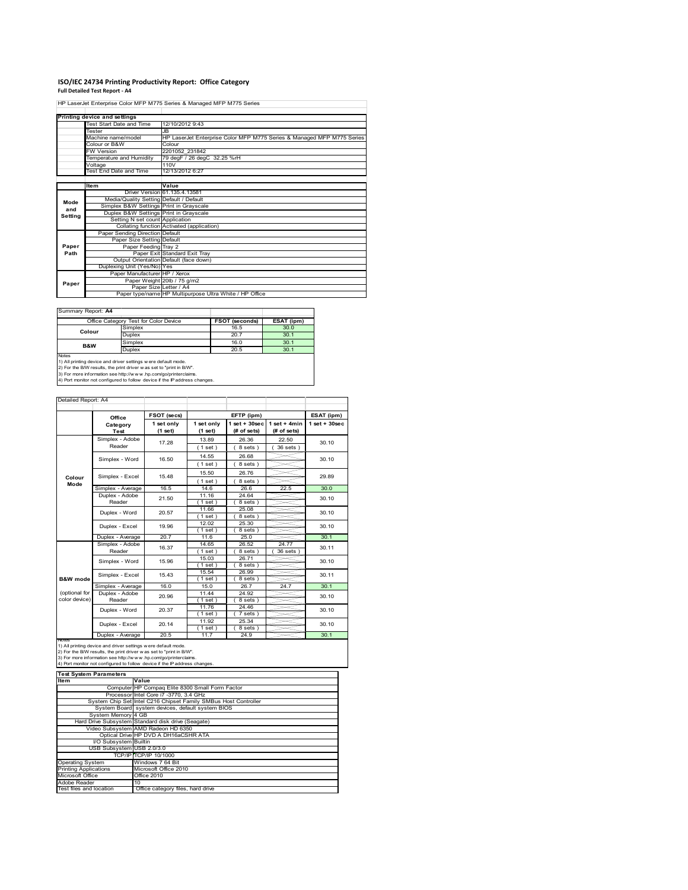# ISO/IEC 24734 Printing Productivity Report: Office Category

**Full Detailed Test Report - A4**

HP LaserJet Enterprise Color MFP M775 Series & Managed MFP M775 Series

| Printing device and settings | |
|---|---|
| Test Start Date and Time | 12/10/2012 9:43 |
| Tester | JB |
| Machine name/model | HP LaserJet Enterprise Color MFP M775 Series & Managed MFP M775 Series |
| Colour or B&W | Colour |
| FW Version | 2201052_231842 |
| Temperature and Humidity | 79 degF / 26 degC 32.25 %rH |
| Voltage | 110V |
| Test End Date and Time | 12/13/2012 6:27 |

| | Item | Value |
|---|---|---|
| Mode and Setting | Driver Version | 61.135.4.13581 |
| | Media/Quality Setting | Default / Default |
| | Simplex B&W Settings | Print in Grayscale |
| | Duplex B&W Settings | Print in Grayscale |
| | Setting N set count | Application |
| | Collating function | Activated (application) |
| Paper Path | Paper Sending Direction | Default |
| | Paper Size Setting | Default |
| | Paper Feeding | Tray 2 |
| | Paper Exit | Standard Exit Tray |
| | Output Orientation | Default (face down) |
| | Duplexing Unit (Yes/No) | Yes |
| Paper | Paper Manufacturer | HP / Xerox |
| | Paper Weight | 20lb / 75 g/m2 |
| | Paper Size | Letter / A4 |
| | Paper type/name | HP Multipurpose Ultra White / HP Office |

Summary Report: **A4**

| Office Category Test for Color Device | | FSOT (seconds) | ESAT (ipm) |
|---|---|---|---|
| Colour | Simplex | 16.5 | 30.0 |
| | Duplex | 20.7 | 30.1 |
| B&W | Simplex | 16.0 | 30.1 |
| | Duplex | 20.5 | 30.1 |

Notes
1) All printing device and driver settings were default mode.
2) For the B/W results, the print driver was set to "print in B/W".
3) For more information see http://www.hp.com/go/printerclaims.
4) Port monitor not configured to follow device if the IP address changes.

Detailed Report: A4

| | Office Category Test | FSOT (secs) 1 set only (1 set) | EFTP (ipm) 1 set only (1 set) | EFTP (ipm) 1 set + 30sec (# of sets) | EFTP (ipm) 1 set + 4min (# of sets) | ESAT (ipm) 1 set + 30sec |
|---|---|---|---|---|---|---|
| Colour Mode | Simplex - Adobe Reader | 17.28 | 13.89 (1 set) | 26.36 (8 sets) | 22.50 (36 sets) | 30.10 |
| | Simplex - Word | 16.50 | 14.55 (1 set) | 26.68 (8 sets) | | 30.10 |
| | Simplex - Excel | 15.48 | 15.50 (1 set) | 26.76 (8 sets) | | 29.89 |
| | Simplex - Average | 16.5 | 14.6 | 26.6 | 22.5 | 30.0 |
| | Duplex - Adobe Reader | 21.50 | 11.16 (1 set) | 24.64 (8 sets) | | 30.10 |
| | Duplex - Word | 20.57 | 11.66 (1 set) | 25.08 (8 sets) | | 30.10 |
| | Duplex - Excel | 19.96 | 12.02 (1 set) | 25.30 (8 sets) | | 30.10 |
| | Duplex - Average | 20.7 | 11.6 | 25.0 | | 30.1 |
| B&W mode (optional for color device) | Simplex - Adobe Reader | 16.37 | 14.65 (1 set) | 26.52 (8 sets) | 24.77 (36 sets) | 30.11 |
| | Simplex - Word | 15.96 | 15.03 (1 set) | 26.71 (8 sets) | | 30.10 |
| | Simplex - Excel | 15.43 | 15.54 (1 set) | 26.99 (8 sets) | | 30.11 |
| | Simplex - Average | 16.0 | 15.0 | 26.7 | 24.7 | 30.1 |
| | Duplex - Adobe Reader | 20.96 | 11.44 (1 set) | 24.92 (8 sets) | | 30.10 |
| | Duplex - Word | 20.37 | 11.76 (1 set) | 24.46 (7 sets) | | 30.10 |
| | Duplex - Excel | 20.14 | 11.92 (1 set) | 25.34 (8 sets) | | 30.10 |
| | Duplex - Average | 20.5 | 11.7 | 24.9 | | 30.1 |

Notes
1) All printing device and driver settings were default mode.
2) For the B/W results, the print driver was set to "print in B/W".
3) For more information see http://www.hp.com/go/printerclaims.
4) Port monitor not configured to follow device if the IP address changes.

| Test System Parameters | |
|---|---|
| **Item** | **Value** |
| Computer | HP Compaq Elite 8300 Small Form Factor |
| Processor | Intel Core i7 -3770, 3.4 GHz |
| System Chip Set | Intel C216 Chipset Family SMBus Host Controller |
| System Board | system devices, default system BIOS |
| System Memory | 4 GB |
| Hard Drive Subsystem | Standard disk drive (Seagate) |
| Video Subsystem | AMD Radeon HD 6350 |
| Optical Drive | HP DVD A DH16aCSHR ATA |
| I/O Subsystem | Builtin |
| USB Subsystem | USB 2.0/3.0 |
| TCP/IP | TCP/IP 10/1000 |
| Operating System | Windows 7 64 Bit |
| Printing Applications | Microsoft Office 2010 |
| Microsoft Office | Office 2010 |
| Adobe Reader | 10 |
| Test files and location | Office category files, hard drive |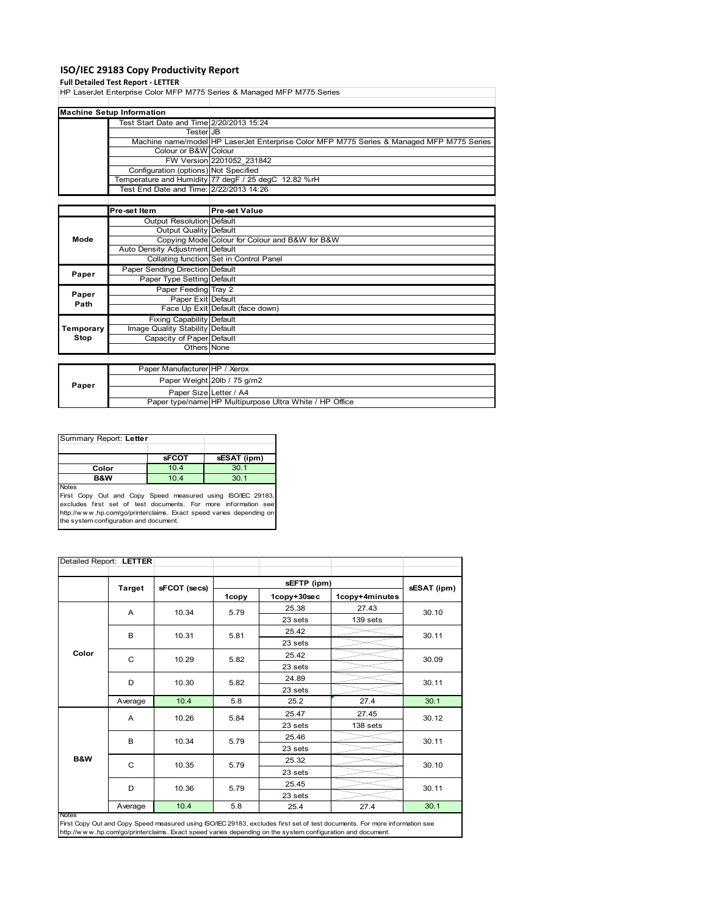# ISO/IEC 29183 Copy Productivity Report

**Full Detailed Test Report - LETTER**

HP LaserJet Enterprise Color MFP M775 Series & Managed MFP M775 Series

| Machine Setup Information | | |
|---|---|---|
| | Test Start Date and Time | 2/20/2013 15:24 |
| | Tester | JB |
| | Machine name/model | HP LaserJet Enterprise Color MFP M775 Series & Managed MFP M775 Series |
| | Colour or B&W | Colour |
| | FW Version | 2201052_231842 |
| | Configuration (options) | Not Specified |
| | Temperature and Humidity | 77 degF / 25 degC 12.82 %rH |
| | Test End Date and Time: | 2/22/2013 14:26 |

| | Pre-set Item | Pre-set Value |
|---|---|---|
| Mode | Output Resolution | Default |
| | Output Quality | Default |
| | Copying Mode | Colour for Colour and B&W for B&W |
| | Auto Density Adjustment | Default |
| | Collating function | Set in Control Panel |
| Paper | Paper Sending Direction | Default |
| | Paper Type Setting | Default |
| Paper Path | Paper Feeding | Tray 2 |
| | Paper Exit | Default |
| | Face Up Exit | Default (face down) |
| Temporary Stop | Fixing Capability | Default |
| | Image Quality Stability | Default |
| | Capacity of Paper | Default |
| | Others | None |

| | | |
|---|---|---|
| Paper | Paper Manufacturer | HP / Xerox |
| | Paper Weight | 20lb / 75 g/m2 |
| | Paper Size | Letter / A4 |
| | Paper type/name | HP Multipurpose Ultra White / HP Office |

Summary Report: **Letter**

| | sFCOT | sESAT (ipm) |
|---|---|---|
| Color | 10.4 | 30.1 |
| B&W | 10.4 | 30.1 |

Notes
First Copy Out and Copy Speed measured using ISO/IEC 29183, excludes first set of test documents. For more information see http://www.hp.com/go/printerclaims. Exact speed varies depending on the system configuration and document.

Detailed Report: **LETTER**

| | Target | sFCOT (secs) | sEFTP (ipm) | | | sESAT (ipm) |
|---|---|---|---|---|---|---|
| | | | 1copy | 1copy+30sec | 1copy+4minutes | |
| Color | A | 10.34 | 5.79 | 25.38 / 23 sets | 27.43 / 139 sets | 30.10 |
| | B | 10.31 | 5.81 | 25.42 / 23 sets | | 30.11 |
| | C | 10.29 | 5.82 | 25.42 / 23 sets | | 30.09 |
| | D | 10.30 | 5.82 | 24.89 / 23 sets | | 30.11 |
| | Average | 10.4 | 5.8 | 25.2 | 27.4 | 30.1 |
| B&W | A | 10.26 | 5.84 | 25.47 / 23 sets | 27.45 / 138 sets | 30.12 |
| | B | 10.34 | 5.79 | 25.46 / 23 sets | | 30.11 |
| | C | 10.35 | 5.79 | 25.32 / 23 sets | | 30.10 |
| | D | 10.36 | 5.79 | 25.45 / 23 sets | | 30.11 |
| | Average | 10.4 | 5.8 | 25.4 | 27.4 | 30.1 |

Notes
First Copy Out and Copy Speed measured using ISO/IEC 29183, excludes first set of test documents. For more information see http://www.hp.com/go/printerclaims. Exact speed varies depending on the system configuration and document.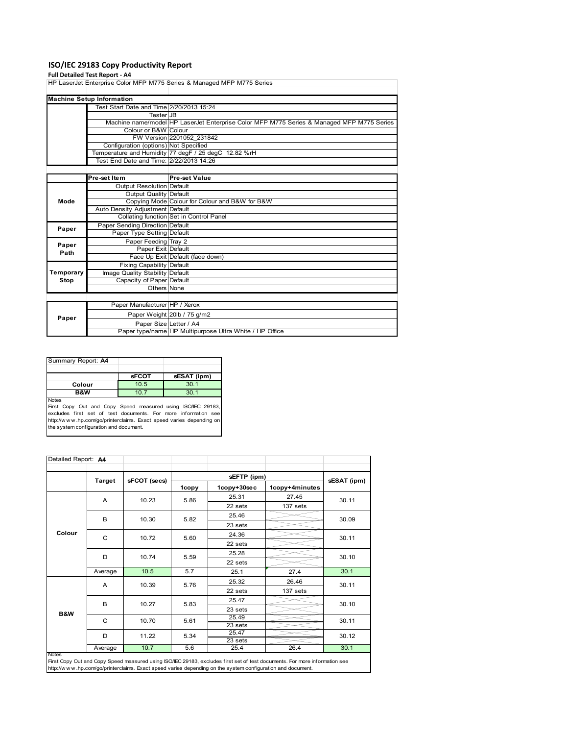# ISO/IEC 29183 Copy Productivity Report

**Full Detailed Test Report - A4**

HP LaserJet Enterprise Color MFP M775 Series & Managed MFP M775 Series

| Machine Setup Information | | |
|---|---|---|
| | Test Start Date and Time | 2/20/2013 15:24 |
| | Tester | JB |
| | Machine name/model | HP LaserJet Enterprise Color MFP M775 Series & Managed MFP M775 Series |
| | Colour or B&W | Colour |
| | FW Version | 2201052_231842 |
| | Configuration (options) | Not Specified |
| | Temperature and Humidity | 77 degF / 25 degC 12.82 %rH |
| | Test End Date and Time: | 2/22/2013 14:26 |

| | Pre-set Item | Pre-set Value |
|---|---|---|
| Mode | Output Resolution | Default |
| | Output Quality | Default |
| | Copying Mode | Colour for Colour and B&W for B&W |
| | Auto Density Adjustment | Default |
| | Collating function | Set in Control Panel |
| Paper | Paper Sending Direction | Default |
| | Paper Type Setting | Default |
| Paper Path | Paper Feeding | Tray 2 |
| | Paper Exit | Default |
| | Face Up Exit | Default (face down) |
| Temporary Stop | Fixing Capability | Default |
| | Image Quality Stability | Default |
| | Capacity of Paper | Default |
| | Others | None |

| | | |
|---|---|---|
| Paper | Paper Manufacturer | HP / Xerox |
| | Paper Weight | 20lb / 75 g/m2 |
| | Paper Size | Letter / A4 |
| | Paper type/name | HP Multipurpose Ultra White / HP Office |

**Summary Report: A4**

| | sFCOT | sESAT (ipm) |
|---|---|---|
| Colour | 10.5 | 30.1 |
| B&W | 10.7 | 30.1 |

Notes
First Copy Out and Copy Speed measured using ISO/IEC 29183, excludes first set of test documents. For more information see http://www.hp.com/go/printerclaims. Exact speed varies depending on the system configuration and document.

**Detailed Report: A4**

| | Target | sFCOT (secs) | sEFTP (ipm) | | | sESAT (ipm) |
|---|---|---|---|---|---|---|
| | | | 1copy | 1copy+30sec | 1copy+4minutes | |
| Colour | A | 10.23 | 5.86 | 25.31 | 27.45 | 30.11 |
| | | | | 22 sets | 137 sets | |
| | B | 10.30 | 5.82 | 25.46 | | 30.09 |
| | | | | 23 sets | | |
| | C | 10.72 | 5.60 | 24.36 | | 30.11 |
| | | | | 22 sets | | |
| | D | 10.74 | 5.59 | 25.28 | | 30.10 |
| | | | | 22 sets | | |
| | Average | 10.5 | 5.7 | 25.1 | 27.4 | 30.1 |
| B&W | A | 10.39 | 5.76 | 25.32 | 26.46 | 30.11 |
| | | | | 22 sets | 137 sets | |
| | B | 10.27 | 5.83 | 25.47 | | 30.10 |
| | | | | 23 sets | | |
| | C | 10.70 | 5.61 | 25.49 | | 30.11 |
| | | | | 23 sets | | |
| | D | 11.22 | 5.34 | 25.47 | | 30.12 |
| | | | | 23 sets | | |
| | Average | 10.7 | 5.6 | 25.4 | 26.4 | 30.1 |

Notes
First Copy Out and Copy Speed measured using ISO/IEC 29183, excludes first set of test documents. For more information see http://www.hp.com/go/printerclaims. Exact speed varies depending on the system configuration and document.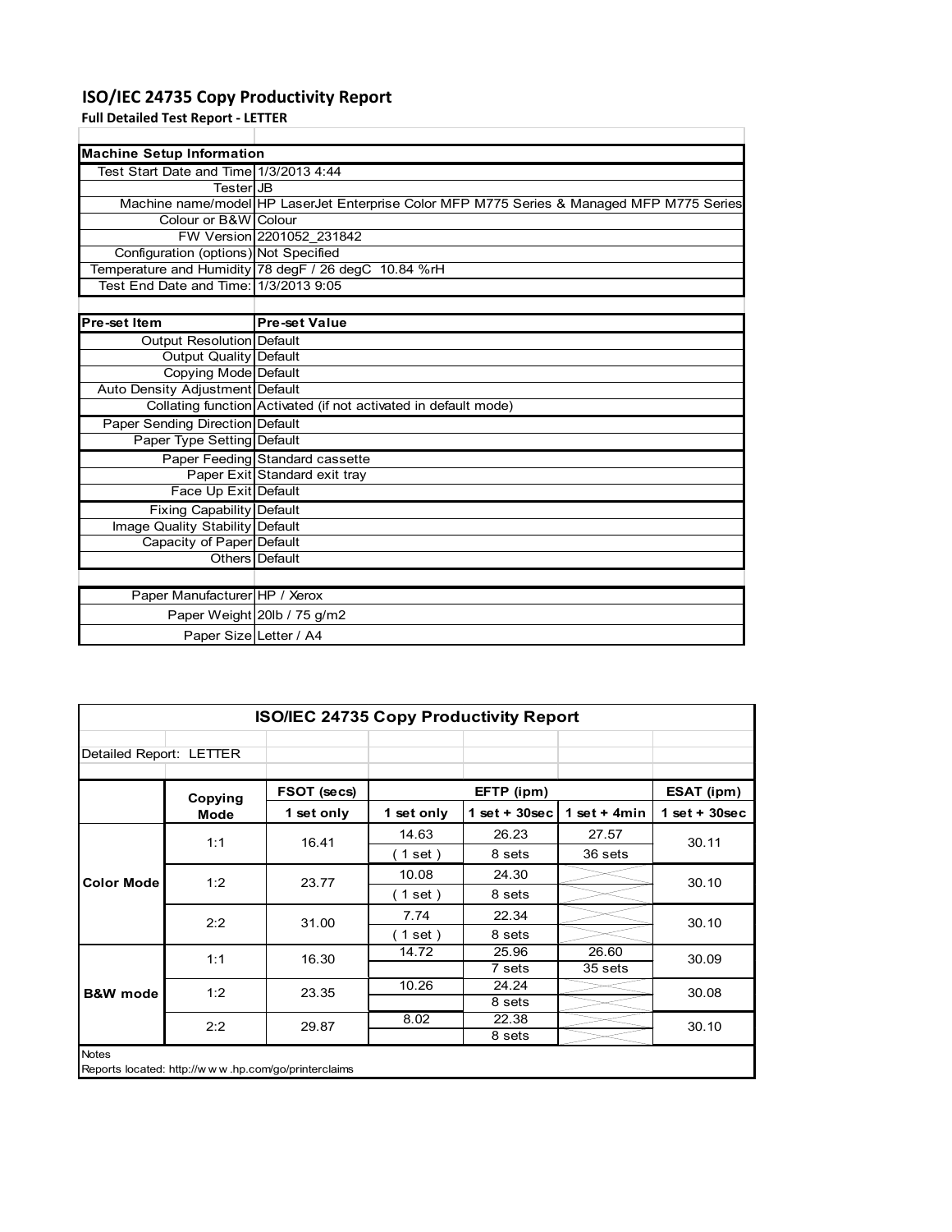# ISO/IEC 24735 Copy Productivity Report

**Full Detailed Test Report - LETTER**

| Machine Setup Information | |
|---|---|
| Test Start Date and Time | 1/3/2013 4:44 |
| Tester | JB |
| Machine name/model | HP LaserJet Enterprise Color MFP M775 Series & Managed MFP M775 Series |
| Colour or B&W | Colour |
| FW Version | 2201052_231842 |
| Configuration (options) | Not Specified |
| Temperature and Humidity | 78 degF / 26 degC 10.84 %rH |
| Test End Date and Time: | 1/3/2013 9:05 |

| Pre-set Item | Pre-set Value |
|---|---|
| Output Resolution | Default |
| Output Quality | Default |
| Copying Mode | Default |
| Auto Density Adjustment | Default |
| Collating function | Activated (if not activated in default mode) |
| Paper Sending Direction | Default |
| Paper Type Setting | Default |
| Paper Feeding | Standard cassette |
| Paper Exit | Standard exit tray |
| Face Up Exit | Default |
| Fixing Capability | Default |
| Image Quality Stability | Default |
| Capacity of Paper | Default |
| Others | Default |

| | |
|---|---|
| Paper Manufacturer | HP / Xerox |
| Paper Weight | 20lb / 75 g/m2 |
| Paper Size | Letter / A4 |

**ISO/IEC 24735 Copy Productivity Report**

Detailed Report: LETTER

| | Copying Mode | FSOT (secs) | EFTP (ipm) | | | ESAT (ipm) |
|---|---|---|---|---|---|---|
| | | 1 set only | 1 set only | 1 set + 30sec | 1 set + 4min | 1 set + 30sec |
| Color Mode | 1:1 | 16.41 | 14.63 | 26.23 | 27.57 | 30.11 |
| | | | ( 1 set ) | 8 sets | 36 sets | |
| | 1:2 | 23.77 | 10.08 | 24.30 | | 30.10 |
| | | | ( 1 set ) | 8 sets | | |
| | 2:2 | 31.00 | 7.74 | 22.34 | | 30.10 |
| | | | ( 1 set ) | 8 sets | | |
| B&W mode | 1:1 | 16.30 | 14.72 | 25.96 | 26.60 | 30.09 |
| | | | | 7 sets | 35 sets | |
| | 1:2 | 23.35 | 10.26 | 24.24 | | 30.08 |
| | | | | 8 sets | | |
| | 2:2 | 29.87 | 8.02 | 22.38 | | 30.10 |
| | | | | 8 sets | | |

Notes

Reports located: http://www.hp.com/go/printerclaims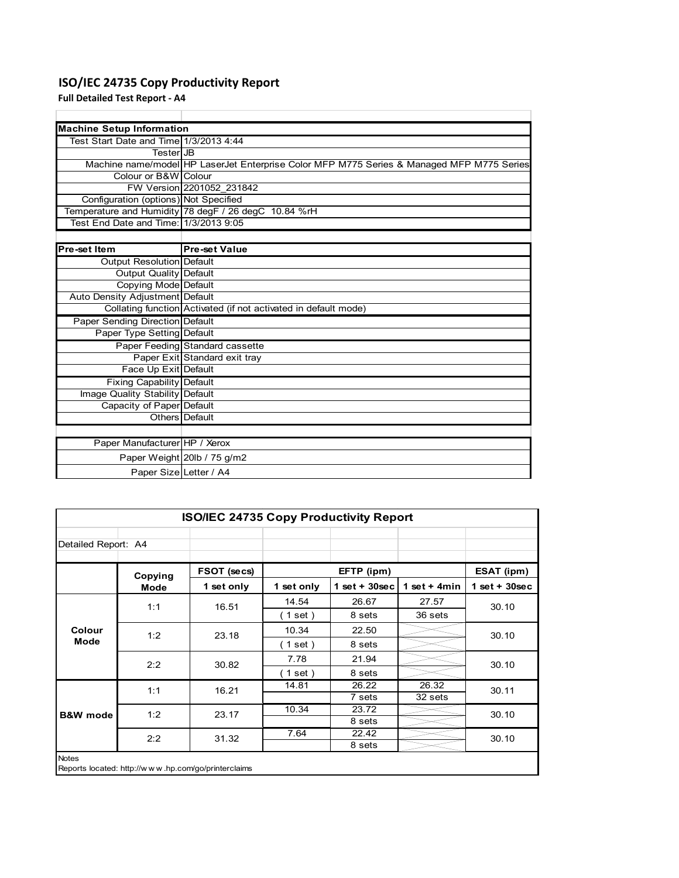# ISO/IEC 24735 Copy Productivity Report

**Full Detailed Test Report - A4**

| | |
|---|---|
| **Machine Setup Information** | |
| Test Start Date and Time | 1/3/2013 4:44 |
| Tester | JB |
| Machine name/model | HP LaserJet Enterprise Color MFP M775 Series & Managed MFP M775 Series |
| Colour or B&W | Colour |
| FW Version | 2201052_231842 |
| Configuration (options) | Not Specified |
| Temperature and Humidity | 78 degF / 26 degC 10.84 %rH |
| Test End Date and Time: | 1/3/2013 9:05 |

| Pre-set Item | Pre-set Value |
|---|---|
| Output Resolution | Default |
| Output Quality | Default |
| Copying Mode | Default |
| Auto Density Adjustment | Default |
| Collating function | Activated (if not activated in default mode) |
| Paper Sending Direction | Default |
| Paper Type Setting | Default |
| Paper Feeding | Standard cassette |
| Paper Exit | Standard exit tray |
| Face Up Exit | Default |
| Fixing Capability | Default |
| Image Quality Stability | Default |
| Capacity of Paper | Default |
| Others | Default |

| | |
|---|---|
| Paper Manufacturer | HP / Xerox |
| Paper Weight | 20lb / 75 g/m2 |
| Paper Size | Letter / A4 |

**ISO/IEC 24735 Copy Productivity Report**

Detailed Report: A4

| | Copying Mode | FSOT (secs) | EFTP (ipm) | | | ESAT (ipm) |
|---|---|---|---|---|---|---|
| | | 1 set only | 1 set only | 1 set + 30sec | 1 set + 4min | 1 set + 30sec |
| Colour Mode | 1:1 | 16.51 | 14.54 | 26.67 | 27.57 | 30.10 |
| | | | ( 1 set ) | 8 sets | 36 sets | |
| | 1:2 | 23.18 | 10.34 | 22.50 | | 30.10 |
| | | | ( 1 set ) | 8 sets | | |
| | 2:2 | 30.82 | 7.78 | 21.94 | | 30.10 |
| | | | ( 1 set ) | 8 sets | | |
| B&W mode | 1:1 | 16.21 | 14.81 | 26.22 | 26.32 | 30.11 |
| | | | | 7 sets | 32 sets | |
| | 1:2 | 23.17 | 10.34 | 23.72 | | 30.10 |
| | | | | 8 sets | | |
| | 2:2 | 31.32 | 7.64 | 22.42 | | 30.10 |
| | | | | 8 sets | | |

Notes

Reports located: http://w w w .hp.com/go/printerclaims